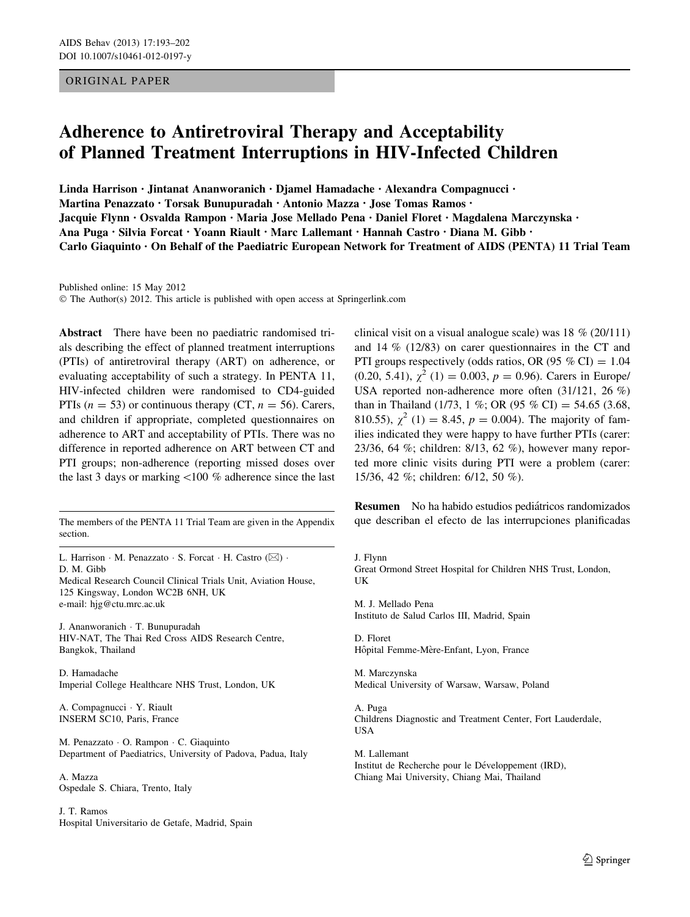ORIGINAL PAPER

# Adherence to Antiretroviral Therapy and Acceptability of Planned Treatment Interruptions in HIV-Infected Children

**Linda Harrison · Jintanat Ananworanich · Djamel Hamadache · Alexandra Compagnucci · Martina Penazzato · Torsak Bunupuradah · Antonio Mazza · Jose Tomas Ramos · Jacquie Flynn · Osvalda Rampon · Maria Jose Mellado Pena · Daniel Floret · Magdalena Marczynska · Ana Puga · Silvia Forcat · Yoann Riault · Marc Lallemant · Hannah Castro · Diana M. Gibb · Carlo Giaquinto · On Behalf of the Paediatric European Network for Treatment of AIDS (PENTA) 11 Trial Team**

Published online: 15 May 2012
© The Author(s) 2012. This article is published with open access at Springerlink.com

**Abstract** There have been no paediatric randomised trials describing the effect of planned treatment interruptions (PTIs) of antiretroviral therapy (ART) on adherence, or evaluating acceptability of such a strategy. In PENTA 11, HIV-infected children were randomised to CD4-guided PTIs ($n = 53$) or continuous therapy (CT, $n = 56$). Carers, and children if appropriate, completed questionnaires on adherence to ART and acceptability of PTIs. There was no difference in reported adherence on ART between CT and PTI groups; non-adherence (reporting missed doses over the last 3 days or marking <100 % adherence since the last clinical visit on a visual analogue scale) was 18 % (20/111) and 14 % (12/83) on carer questionnaires in the CT and PTI groups respectively (odds ratios, OR (95 % CI) = 1.04 (0.20, 5.41), $\chi^2$ (1) = 0.003, $p = 0.96$). Carers in Europe/USA reported non-adherence more often (31/121, 26 %) than in Thailand (1/73, 1 %; OR (95 % CI) = 54.65 (3.68, 810.55), $\chi^2$ (1) = 8.45, $p = 0.004$). The majority of families indicated they were happy to have further PTIs (carer: 23/36, 64 %; children: 8/13, 62 %), however many reported more clinic visits during PTI were a problem (carer: 15/36, 42 %; children: 6/12, 50 %).

**Resumen** No ha habido estudios pediátricos randomizados que describan el efecto de las interrupciones planificadas

The members of the PENTA 11 Trial Team are given in the Appendix section.

L. Harrison · M. Penazzato · S. Forcat · H. Castro (✉) · D. M. Gibb
Medical Research Council Clinical Trials Unit, Aviation House, 125 Kingsway, London WC2B 6NH, UK
e-mail: hjg@ctu.mrc.ac.uk

J. Ananworanich · T. Bunupuradah
HIV-NAT, The Thai Red Cross AIDS Research Centre, Bangkok, Thailand

D. Hamadache
Imperial College Healthcare NHS Trust, London, UK

A. Compagnucci · Y. Riault
INSERM SC10, Paris, France

M. Penazzato · O. Rampon · C. Giaquinto
Department of Paediatrics, University of Padova, Padua, Italy

A. Mazza
Ospedale S. Chiara, Trento, Italy

J. T. Ramos
Hospital Universitario de Getafe, Madrid, Spain

J. Flynn
Great Ormond Street Hospital for Children NHS Trust, London, UK

M. J. Mellado Pena
Instituto de Salud Carlos III, Madrid, Spain

D. Floret
Hôpital Femme-Mère-Enfant, Lyon, France

M. Marczynska
Medical University of Warsaw, Warsaw, Poland

A. Puga
Childrens Diagnostic and Treatment Center, Fort Lauderdale, USA

M. Lallemant
Institut de Recherche pour le Développement (IRD), Chiang Mai University, Chiang Mai, Thailand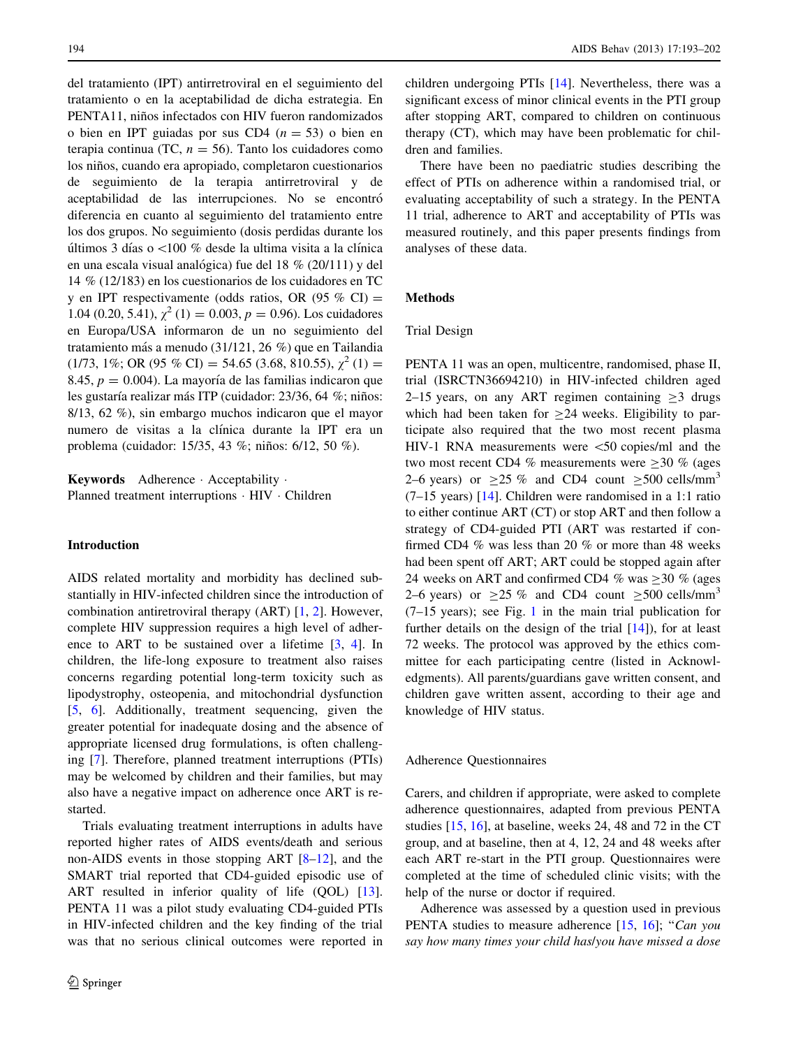del tratamiento (IPT) antirretroviral en el seguimiento del tratamiento o en la aceptabilidad de dicha estrategia. En PENTA11, niños infectados con HIV fueron randomizados o bien en IPT guiadas por sus CD4 ($n = 53$) o bien en terapia continua (TC, $n = 56$). Tanto los cuidadores como los niños, cuando era apropiado, completaron cuestionarios de seguimiento de la terapia antirretroviral y de aceptabilidad de las interrupciones. No se encontró diferencia en cuanto al seguimiento del tratamiento entre los dos grupos. No seguimiento (dosis perdidas durante los últimos 3 días o <100 % desde la ultima visita a la clínica en una escala visual analógica) fue del 18 % (20/111) y del 14 % (12/183) en los cuestionarios de los cuidadores en TC y en IPT respectivamente (odds ratios, OR (95 % CI) = 1.04 (0.20, 5.41), $\chi^2$ (1) = 0.003, $p = 0.96$). Los cuidadores en Europa/USA informaron de un no seguimiento del tratamiento más a menudo (31/121, 26 %) que en Tailandia (1/73, 1%; OR (95 % CI) = 54.65 (3.68, 810.55), $\chi^2$ (1) = 8.45, $p = 0.004$). La mayoría de las familias indicaron que les gustaría realizar más ITP (cuidador: 23/36, 64 %; niños: 8/13, 62 %), sin embargo muchos indicaron que el mayor numero de visitas a la clínica durante la IPT era un problema (cuidador: 15/35, 43 %; niños: 6/12, 50 %).

**Keywords** Adherence · Acceptability · Planned treatment interruptions · HIV · Children

## Introduction

AIDS related mortality and morbidity has declined substantially in HIV-infected children since the introduction of combination antiretroviral therapy (ART) [1, 2]. However, complete HIV suppression requires a high level of adherence to ART to be sustained over a lifetime [3, 4]. In children, the life-long exposure to treatment also raises concerns regarding potential long-term toxicity such as lipodystrophy, osteopenia, and mitochondrial dysfunction [5, 6]. Additionally, treatment sequencing, given the greater potential for inadequate dosing and the absence of appropriate licensed drug formulations, is often challenging [7]. Therefore, planned treatment interruptions (PTIs) may be welcomed by children and their families, but may also have a negative impact on adherence once ART is re-started.

Trials evaluating treatment interruptions in adults have reported higher rates of AIDS events/death and serious non-AIDS events in those stopping ART [8–12], and the SMART trial reported that CD4-guided episodic use of ART resulted in inferior quality of life (QOL) [13]. PENTA 11 was a pilot study evaluating CD4-guided PTIs in HIV-infected children and the key finding of the trial was that no serious clinical outcomes were reported in children undergoing PTIs [14]. Nevertheless, there was a significant excess of minor clinical events in the PTI group after stopping ART, compared to children on continuous therapy (CT), which may have been problematic for children and families.

There have been no paediatric studies describing the effect of PTIs on adherence within a randomised trial, or evaluating acceptability of such a strategy. In the PENTA 11 trial, adherence to ART and acceptability of PTIs was measured routinely, and this paper presents findings from analyses of these data.

## Methods

### Trial Design

PENTA 11 was an open, multicentre, randomised, phase II, trial (ISRCTN36694210) in HIV-infected children aged 2–15 years, on any ART regimen containing $\geq$3 drugs which had been taken for $\geq$24 weeks. Eligibility to participate also required that the two most recent plasma HIV-1 RNA measurements were <50 copies/ml and the two most recent CD4 % measurements were $\geq$30 % (ages 2–6 years) or $\geq$25 % and CD4 count $\geq$500 cells/mm$^3$ (7–15 years) [14]. Children were randomised in a 1:1 ratio to either continue ART (CT) or stop ART and then follow a strategy of CD4-guided PTI (ART was restarted if confirmed CD4 % was less than 20 % or more than 48 weeks had been spent off ART; ART could be stopped again after 24 weeks on ART and confirmed CD4 % was $\geq$30 % (ages 2–6 years) or $\geq$25 % and CD4 count $\geq$500 cells/mm$^3$ (7–15 years); see Fig. 1 in the main trial publication for further details on the design of the trial [14]), for at least 72 weeks. The protocol was approved by the ethics committee for each participating centre (listed in Acknowledgments). All parents/guardians gave written consent, and children gave written assent, according to their age and knowledge of HIV status.

### Adherence Questionnaires

Carers, and children if appropriate, were asked to complete adherence questionnaires, adapted from previous PENTA studies [15, 16], at baseline, weeks 24, 48 and 72 in the CT group, and at baseline, then at 4, 12, 24 and 48 weeks after each ART re-start in the PTI group. Questionnaires were completed at the time of scheduled clinic visits; with the help of the nurse or doctor if required.

Adherence was assessed by a question used in previous PENTA studies to measure adherence [15, 16]; "*Can you say how many times your child has/you have missed a dose*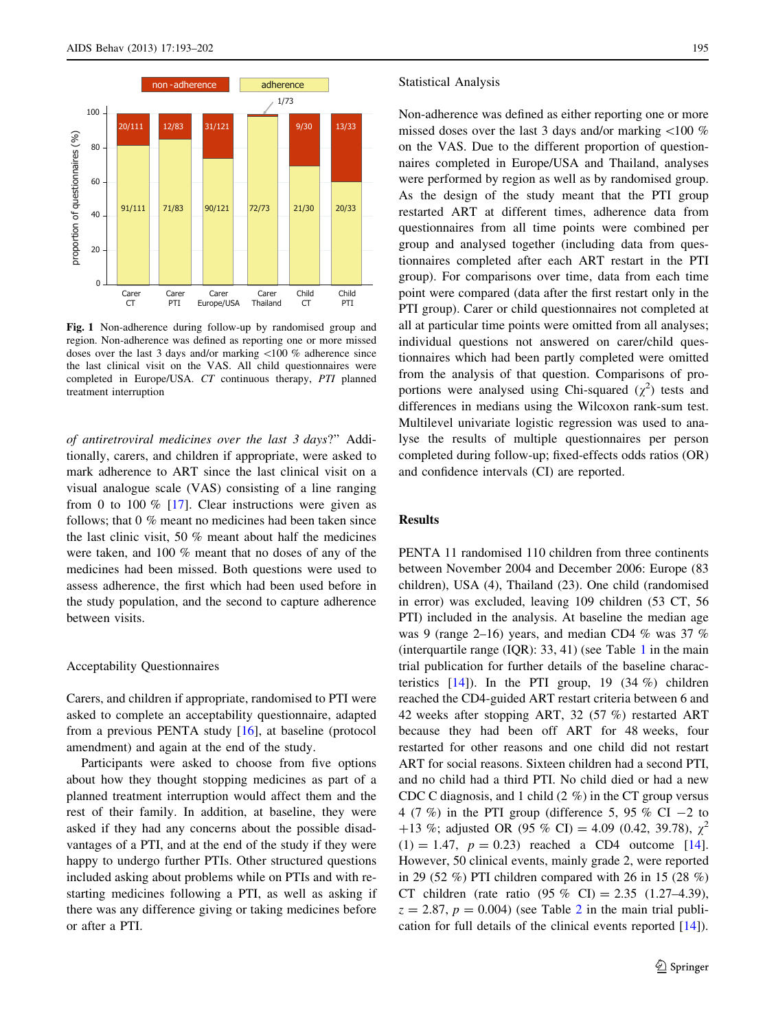Fig. 1 Non-adherence during follow-up by randomised group and region. Non-adherence was defined as reporting one or more missed doses over the last 3 days and/or marking <100 % adherence since the last clinical visit on the VAS. All child questionnaires were completed in Europe/USA. *CT* continuous therapy, *PTI* planned treatment interruption

*of antiretroviral medicines over the last 3 days*?" Additionally, carers, and children if appropriate, were asked to mark adherence to ART since the last clinical visit on a visual analogue scale (VAS) consisting of a line ranging from 0 to 100 % [17]. Clear instructions were given as follows; that 0 % meant no medicines had been taken since the last clinic visit, 50 % meant about half the medicines were taken, and 100 % meant that no doses of any of the medicines had been missed. Both questions were used to assess adherence, the first which had been used before in the study population, and the second to capture adherence between visits.

### Acceptability Questionnaires

Carers, and children if appropriate, randomised to PTI were asked to complete an acceptability questionnaire, adapted from a previous PENTA study [16], at baseline (protocol amendment) and again at the end of the study.

Participants were asked to choose from five options about how they thought stopping medicines as part of a planned treatment interruption would affect them and the rest of their family. In addition, at baseline, they were asked if they had any concerns about the possible disadvantages of a PTI, and at the end of the study if they were happy to undergo further PTIs. Other structured questions included asking about problems while on PTIs and with restarting medicines following a PTI, as well as asking if there was any difference giving or taking medicines before or after a PTI.

### Statistical Analysis

Non-adherence was defined as either reporting one or more missed doses over the last 3 days and/or marking <100 % on the VAS. Due to the different proportion of questionnaires completed in Europe/USA and Thailand, analyses were performed by region as well as by randomised group. As the design of the study meant that the PTI group restarted ART at different times, adherence data from questionnaires from all time points were combined per group and analysed together (including data from questionnaires completed after each ART restart in the PTI group). For comparisons over time, data from each time point were compared (data after the first restart only in the PTI group). Carer or child questionnaires not completed at all at particular time points were omitted from all analyses; individual questions not answered on carer/child questionnaires which had been partly completed were omitted from the analysis of that question. Comparisons of proportions were analysed using Chi-squared ($\chi^2$) tests and differences in medians using the Wilcoxon rank-sum test. Multilevel univariate logistic regression was used to analyse the results of multiple questionnaires per person completed during follow-up; fixed-effects odds ratios (OR) and confidence intervals (CI) are reported.

## Results

PENTA 11 randomised 110 children from three continents between November 2004 and December 2006: Europe (83 children), USA (4), Thailand (23). One child (randomised in error) was excluded, leaving 109 children (53 CT, 56 PTI) included in the analysis. At baseline the median age was 9 (range 2–16) years, and median CD4 % was 37 % (interquartile range (IQR): 33, 41) (see Table 1 in the main trial publication for further details of the baseline characteristics [14]). In the PTI group, 19 (34 %) children reached the CD4-guided ART restart criteria between 6 and 42 weeks after stopping ART, 32 (57 %) restarted ART because they had been off ART for 48 weeks, four restarted for other reasons and one child did not restart ART for social reasons. Sixteen children had a second PTI, and no child had a third PTI. No child died or had a new CDC C diagnosis, and 1 child (2 %) in the CT group versus 4 (7 %) in the PTI group (difference 5, 95 % CI −2 to +13 %; adjusted OR (95 % CI) = 4.09 (0.42, 39.78), $\chi^2(1) = 1.47$, $p = 0.23$) reached a CD4 outcome [14]. However, 50 clinical events, mainly grade 2, were reported in 29 (52 %) PTI children compared with 26 in 15 (28 %) CT children (rate ratio (95 % CI) = 2.35 (1.27–4.39), $z = 2.87$, $p = 0.004$) (see Table 2 in the main trial publication for full details of the clinical events reported [14]).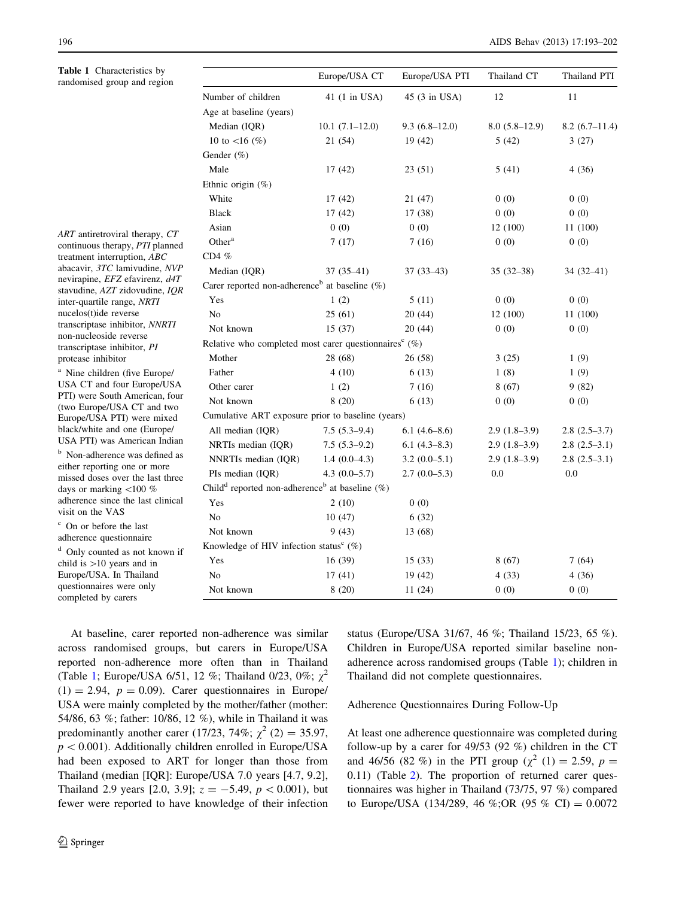**Table 1** Characteristics by randomised group and region

| | Europe/USA CT | Europe/USA PTI | Thailand CT | Thailand PTI |
|---|---|---|---|---|
| Number of children | 41 (1 in USA) | 45 (3 in USA) | 12 | 11 |
| Age at baseline (years) | | | | |
| Median (IQR) | 10.1 (7.1–12.0) | 9.3 (6.8–12.0) | 8.0 (5.8–12.9) | 8.2 (6.7–11.4) |
| 10 to <16 (%) | 21 (54) | 19 (42) | 5 (42) | 3 (27) |
| Gender (%) | | | | |
| Male | 17 (42) | 23 (51) | 5 (41) | 4 (36) |
| Ethnic origin (%) | | | | |
| White | 17 (42) | 21 (47) | 0 (0) | 0 (0) |
| Black | 17 (42) | 17 (38) | 0 (0) | 0 (0) |
| Asian | 0 (0) | 0 (0) | 12 (100) | 11 (100) |
| Other[a] | 7 (17) | 7 (16) | 0 (0) | 0 (0) |
| CD4 % | | | | |
| Median (IQR) | 37 (35–41) | 37 (33–43) | 35 (32–38) | 34 (32–41) |
| Carer reported non-adherence[b] at baseline (%) | | | | |
| Yes | 1 (2) | 5 (11) | 0 (0) | 0 (0) |
| No | 25 (61) | 20 (44) | 12 (100) | 11 (100) |
| Not known | 15 (37) | 20 (44) | 0 (0) | 0 (0) |
| Relative who completed most carer questionnaires[c] (%) | | | | |
| Mother | 28 (68) | 26 (58) | 3 (25) | 1 (9) |
| Father | 4 (10) | 6 (13) | 1 (8) | 1 (9) |
| Other carer | 1 (2) | 7 (16) | 8 (67) | 9 (82) |
| Not known | 8 (20) | 6 (13) | 0 (0) | 0 (0) |
| Cumulative ART exposure prior to baseline (years) | | | | |
| All median (IQR) | 7.5 (5.3–9.4) | 6.1 (4.6–8.6) | 2.9 (1.8–3.9) | 2.8 (2.5–3.7) |
| NRTIs median (IQR) | 7.5 (5.3–9.2) | 6.1 (4.3–8.3) | 2.9 (1.8–3.9) | 2.8 (2.5–3.1) |
| NNRTIs median (IQR) | 1.4 (0.0–4.3) | 3.2 (0.0–5.1) | 2.9 (1.8–3.9) | 2.8 (2.5–3.1) |
| PIs median (IQR) | 4.3 (0.0–5.7) | 2.7 (0.0–5.3) | 0.0 | 0.0 |
| Child[d] reported non-adherence[b] at baseline (%) | | | | |
| Yes | 2 (10) | 0 (0) | | |
| No | 10 (47) | 6 (32) | | |
| Not known | 9 (43) | 13 (68) | | |
| Knowledge of HIV infection status[c] (%) | | | | |
| Yes | 16 (39) | 15 (33) | 8 (67) | 7 (64) |
| No | 17 (41) | 19 (42) | 4 (33) | 4 (36) |
| Not known | 8 (20) | 11 (24) | 0 (0) | 0 (0) |

*ART* antiretroviral therapy, *CT* continuous therapy, *PTI* planned treatment interruption, *ABC* abacavir, *3TC* lamivudine, *NVP* nevirapine, *EFZ* efavirenz, *d4T* stavudine, *AZT* zidovudine, *IQR* inter-quartile range, *NRTI* nucelos(t)ide reverse transcriptase inhibitor, *NNRTI* non-nucleoside reverse transcriptase inhibitor, *PI* protease inhibitor

[a] Nine children (five Europe/USA CT and four Europe/USA PTI) were South American, four (two Europe/USA CT and two Europe/USA PTI) were mixed black/white and one (Europe/USA PTI) was American Indian

[b] Non-adherence was defined as either reporting one or more missed doses over the last three days or marking <100 % adherence since the last clinical visit on the VAS

[c] On or before the last adherence questionnaire

[d] Only counted as not known if child is >10 years and in Europe/USA. In Thailand questionnaires were only completed by carers

At baseline, carer reported non-adherence was similar across randomised groups, but carers in Europe/USA reported non-adherence more often than in Thailand (Table 1; Europe/USA 6/51, 12 %; Thailand 0/23, 0%; $\chi^2$ (1) = 2.94, $p = 0.09$). Carer questionnaires in Europe/USA were mainly completed by the mother/father (mother: 54/86, 63 %; father: 10/86, 12 %), while in Thailand it was predominantly another carer (17/23, 74%; $\chi^2$ (2) = 35.97, $p < 0.001$). Additionally children enrolled in Europe/USA had been exposed to ART for longer than those from Thailand (median [IQR]: Europe/USA 7.0 years [4.7, 9.2], Thailand 2.9 years [2.0, 3.9]; $z = -5.49$, $p < 0.001$), but fewer were reported to have knowledge of their infection status (Europe/USA 31/67, 46 %; Thailand 15/23, 65 %). Children in Europe/USA reported similar baseline non-adherence across randomised groups (Table 1); children in Thailand did not complete questionnaires.

### Adherence Questionnaires During Follow-Up

At least one adherence questionnaire was completed during follow-up by a carer for 49/53 (92 %) children in the CT and 46/56 (82 %) in the PTI group ($\chi^2$ (1) = 2.59, $p =$ 0.11) (Table 2). The proportion of returned carer questionnaires was higher in Thailand (73/75, 97 %) compared to Europe/USA (134/289, 46 %;OR (95 % CI) = 0.0072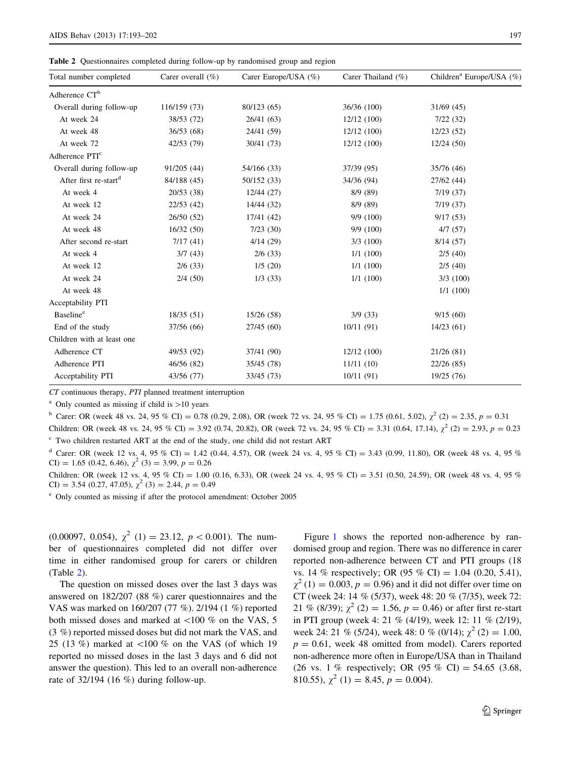**Table 2** Questionnaires completed during follow-up by randomised group and region

| Total number completed | Carer overall (%) | Carer Europe/USA (%) | Carer Thailand (%) | Children[a] Europe/USA (%) |
|---|---|---|---|---|
| Adherence CT[b] | | | | |
| Overall during follow-up | 116/159 (73) | 80/123 (65) | 36/36 (100) | 31/69 (45) |
| At week 24 | 38/53 (72) | 26/41 (63) | 12/12 (100) | 7/22 (32) |
| At week 48 | 36/53 (68) | 24/41 (59) | 12/12 (100) | 12/23 (52) |
| At week 72 | 42/53 (79) | 30/41 (73) | 12/12 (100) | 12/24 (50) |
| Adherence PTI[c] | | | | |
| Overall during follow-up | 91/205 (44) | 54/166 (33) | 37/39 (95) | 35/76 (46) |
| After first re-start[d] | 84/188 (45) | 50/152 (33) | 34/36 (94) | 27/62 (44) |
| At week 4 | 20/53 (38) | 12/44 (27) | 8/9 (89) | 7/19 (37) |
| At week 12 | 22/53 (42) | 14/44 (32) | 8/9 (89) | 7/19 (37) |
| At week 24 | 26/50 (52) | 17/41 (42) | 9/9 (100) | 9/17 (53) |
| At week 48 | 16/32 (50) | 7/23 (30) | 9/9 (100) | 4/7 (57) |
| After second re-start | 7/17 (41) | 4/14 (29) | 3/3 (100) | 8/14 (57) |
| At week 4 | 3/7 (43) | 2/6 (33) | 1/1 (100) | 2/5 (40) |
| At week 12 | 2/6 (33) | 1/5 (20) | 1/1 (100) | 2/5 (40) |
| At week 24 | 2/4 (50) | 1/3 (33) | 1/1 (100) | 3/3 (100) |
| At week 48 | | | | 1/1 (100) |
| Acceptability PTI | | | | |
| Baseline[e] | 18/35 (51) | 15/26 (58) | 3/9 (33) | 9/15 (60) |
| End of the study | 37/56 (66) | 27/45 (60) | 10/11 (91) | 14/23 (61) |
| Children with at least one | | | | |
| Adherence CT | 49/53 (92) | 37/41 (90) | 12/12 (100) | 21/26 (81) |
| Adherence PTI | 46/56 (82) | 35/45 (78) | 11/11 (10) | 22/26 (85) |
| Acceptability PTI | 43/56 (77) | 33/45 (73) | 10/11 (91) | 19/25 (76) |

*CT* continuous therapy, *PTI* planned treatment interruption

[a] Only counted as missing if child is >10 years

[b] Carer: OR (week 48 vs. 24, 95 % CI) = 0.78 (0.29, 2.08), OR (week 72 vs. 24, 95 % CI) = 1.75 (0.61, 5.02), $\chi^2$ (2) = 2.35, $p = 0.31$

Children: OR (week 48 vs. 24, 95 % CI) = 3.92 (0.74, 20.82), OR (week 72 vs. 24, 95 % CI) = 3.31 (0.64, 17.14), $\chi^2$ (2) = 2.93, $p = 0.23$

[c] Two children restarted ART at the end of the study, one child did not restart ART

[d] Carer: OR (week 12 vs. 4, 95 % CI) = 1.42 (0.44, 4.57), OR (week 24 vs. 4, 95 % CI) = 3.43 (0.99, 11.80), OR (week 48 vs. 4, 95 % CI) = 1.65 (0.42, 6.46), $\chi^2$ (3) = 3.99, $p = 0.26$

Children: OR (week 12 vs. 4, 95 % CI) = 1.00 (0.16, 6.33), OR (week 24 vs. 4, 95 % CI) = 3.51 (0.50, 24.59), OR (week 48 vs. 4, 95 % CI) = 3.54 (0.27, 47.05), $\chi^2$ (3) = 2.44, $p = 0.49$

[e] Only counted as missing if after the protocol amendment: October 2005

(0.00097, 0.054), $\chi^2$ (1) = 23.12, $p < 0.001$). The number of questionnaires completed did not differ over time in either randomised group for carers or children (Table 2).

The question on missed doses over the last 3 days was answered on 182/207 (88 %) carer questionnaires and the VAS was marked on 160/207 (77 %). 2/194 (1 %) reported both missed doses and marked at <100 % on the VAS, 5 (3 %) reported missed doses but did not mark the VAS, and 25 (13 %) marked at <100 % on the VAS (of which 19 reported no missed doses in the last 3 days and 6 did not answer the question). This led to an overall non-adherence rate of 32/194 (16 %) during follow-up.

Figure 1 shows the reported non-adherence by randomised group and region. There was no difference in carer reported non-adherence between CT and PTI groups (18 vs. 14 % respectively; OR (95 % CI) = 1.04 (0.20, 5.41), $\chi^2$ (1) = 0.003, $p = 0.96$) and it did not differ over time on CT (week 24: 14 % (5/37), week 48: 20 % (7/35), week 72: 21 % (8/39); $\chi^2$ (2) = 1.56, $p = 0.46$) or after first re-start in PTI group (week 4: 21 % (4/19), week 12: 11 % (2/19), week 24: 21 % (5/24), week 48: 0 % (0/14); $\chi^2$ (2) = 1.00, $p = 0.61$, week 48 omitted from model). Carers reported non-adherence more often in Europe/USA than in Thailand (26 vs. 1 % respectively; OR (95 % CI) = 54.65 (3.68, 810.55), $\chi^2$ (1) = 8.45, $p = 0.004$).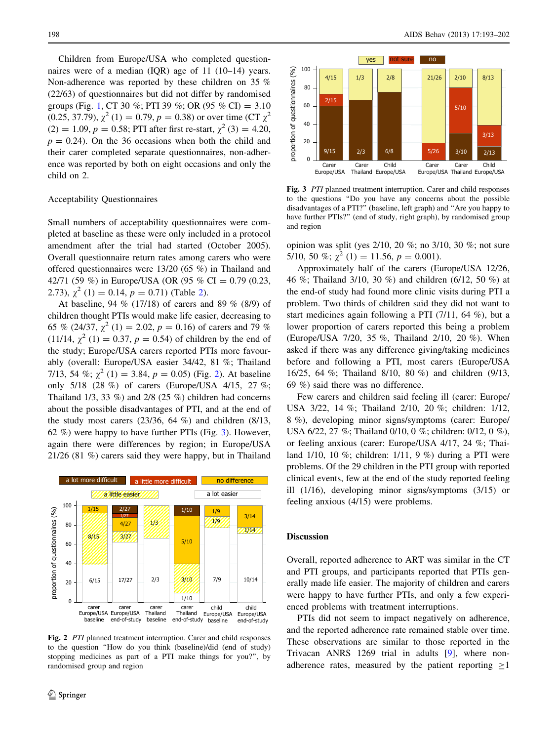Children from Europe/USA who completed questionnaires were of a median (IQR) age of 11 (10–14) years. Non-adherence was reported by these children on 35 % (22/63) of questionnaires but did not differ by randomised groups (Fig. 1, CT 30 %; PTI 39 %; OR (95 % CI) = 3.10 (0.25, 37.79), $\chi^2$ (1) = 0.79, $p = 0.38$) or over time (CT $\chi^2$ (2) = 1.09, $p = 0.58$; PTI after first re-start, $\chi^2$ (3) = 4.20, $p = 0.24$). On the 36 occasions when both the child and their carer completed separate questionnaires, non-adherence was reported by both on eight occasions and only the child on 2.

### Acceptability Questionnaires

Small numbers of acceptability questionnaires were completed at baseline as these were only included in a protocol amendment after the trial had started (October 2005). Overall questionnaire return rates among carers who were offered questionnaires were 13/20 (65 %) in Thailand and 42/71 (59 %) in Europe/USA (OR (95 % CI = 0.79 (0.23, 2.73), $\chi^2$ (1) = 0.14, $p = 0.71$) (Table 2).

At baseline, 94 % (17/18) of carers and 89 % (8/9) of children thought PTIs would make life easier, decreasing to 65 % (24/37, $\chi^2$ (1) = 2.02, $p = 0.16$) of carers and 79 % (11/14, $\chi^2$ (1) = 0.37, $p = 0.54$) of children by the end of the study; Europe/USA carers reported PTIs more favourably (overall: Europe/USA easier 34/42, 81 %; Thailand 7/13, 54 %; $\chi^2$ (1) = 3.84, $p = 0.05$) (Fig. 2). At baseline only 5/18 (28 %) of carers (Europe/USA 4/15, 27 %; Thailand 1/3, 33 %) and 2/8 (25 %) children had concerns about the possible disadvantages of PTI, and at the end of the study most carers (23/36, 64 %) and children (8/13, 62 %) were happy to have further PTIs (Fig. 3). However, again there were differences by region; in Europe/USA 21/26 (81 %) carers said they were happy, but in Thailand opinion was split (yes 2/10, 20 %; no 3/10, 30 %; not sure 5/10, 50 %; $\chi^2$ (1) = 11.56, $p = 0.001$).

Fig. 2 *PTI* planned treatment interruption. Carer and child responses to the question "How do you think (baseline)/did (end of study) stopping medicines as part of a PTI make things for you?", by randomised group and region

Fig. 3 *PTI* planned treatment interruption. Carer and child responses to the questions "Do you have any concerns about the possible disadvantages of a PTI?" (baseline, left graph) and "Are you happy to have further PTIs?" (end of study, right graph), by randomised group and region

Approximately half of the carers (Europe/USA 12/26, 46 %; Thailand 3/10, 30 %) and children (6/12, 50 %) at the end-of study had found more clinic visits during PTI a problem. Two thirds of children said they did not want to start medicines again following a PTI (7/11, 64 %), but a lower proportion of carers reported this being a problem (Europe/USA 7/20, 35 %, Thailand 2/10, 20 %). When asked if there was any difference giving/taking medicines before and following a PTI, most carers (Europe/USA 16/25, 64 %; Thailand 8/10, 80 %) and children (9/13, 69 %) said there was no difference.

Few carers and children said feeling ill (carer: Europe/USA 3/22, 14 %; Thailand 2/10, 20 %; children: 1/12, 8 %), developing minor signs/symptoms (carer: Europe/USA 6/22, 27 %; Thailand 0/10, 0 %; children: 0/12, 0 %), or feeling anxious (carer: Europe/USA 4/17, 24 %; Thailand 1/10, 10 %; children: 1/11, 9 %) during a PTI were problems. Of the 29 children in the PTI group with reported clinical events, few at the end of the study reported feeling ill (1/16), developing minor signs/symptoms (3/15) or feeling anxious (4/15) were problems.

## Discussion

Overall, reported adherence to ART was similar in the CT and PTI groups, and participants reported that PTIs generally made life easier. The majority of children and carers were happy to have further PTIs, and only a few experienced problems with treatment interruptions.

PTIs did not seem to impact negatively on adherence, and the reported adherence rate remained stable over time. These observations are similar to those reported in the Trivacan ANRS 1269 trial in adults [9], where non-adherence rates, measured by the patient reporting $\geq$1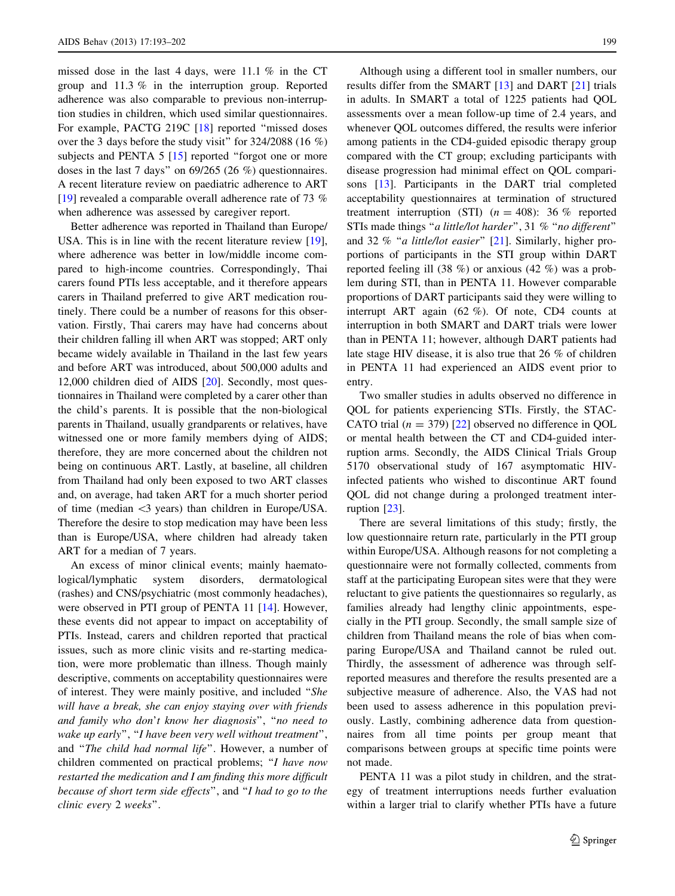missed dose in the last 4 days, were 11.1 % in the CT group and 11.3 % in the interruption group. Reported adherence was also comparable to previous non-interruption studies in children, which used similar questionnaires. For example, PACTG 219C [18] reported "missed doses over the 3 days before the study visit" for 324/2088 (16 %) subjects and PENTA 5 [15] reported "forgot one or more doses in the last 7 days" on 69/265 (26 %) questionnaires. A recent literature review on paediatric adherence to ART [19] revealed a comparable overall adherence rate of 73 % when adherence was assessed by caregiver report.

Better adherence was reported in Thailand than Europe/USA. This is in line with the recent literature review [19], where adherence was better in low/middle income compared to high-income countries. Correspondingly, Thai carers found PTIs less acceptable, and it therefore appears carers in Thailand preferred to give ART medication routinely. There could be a number of reasons for this observation. Firstly, Thai carers may have had concerns about their children falling ill when ART was stopped; ART only became widely available in Thailand in the last few years and before ART was introduced, about 500,000 adults and 12,000 children died of AIDS [20]. Secondly, most questionnaires in Thailand were completed by a carer other than the child's parents. It is possible that the non-biological parents in Thailand, usually grandparents or relatives, have witnessed one or more family members dying of AIDS; therefore, they are more concerned about the children not being on continuous ART. Lastly, at baseline, all children from Thailand had only been exposed to two ART classes and, on average, had taken ART for a much shorter period of time (median <3 years) than children in Europe/USA. Therefore the desire to stop medication may have been less than is Europe/USA, where children had already taken ART for a median of 7 years.

An excess of minor clinical events; mainly haematological/lymphatic system disorders, dermatological (rashes) and CNS/psychiatric (most commonly headaches), were observed in PTI group of PENTA 11 [14]. However, these events did not appear to impact on acceptability of PTIs. Instead, carers and children reported that practical issues, such as more clinic visits and re-starting medication, were more problematic than illness. Though mainly descriptive, comments on acceptability questionnaires were of interest. They were mainly positive, and included "*She will have a break, she can enjoy staying over with friends and family who don't know her diagnosis*", "*no need to wake up early*", "*I have been very well without treatment*", and "*The child had normal life*". However, a number of children commented on practical problems; "*I have now restarted the medication and I am finding this more difficult because of short term side effects*", and "*I had to go to the clinic every 2 weeks*".

Although using a different tool in smaller numbers, our results differ from the SMART [13] and DART [21] trials in adults. In SMART a total of 1225 patients had QOL assessments over a mean follow-up time of 2.4 years, and whenever QOL outcomes differed, the results were inferior among patients in the CD4-guided episodic therapy group compared with the CT group; excluding participants with disease progression had minimal effect on QOL comparisons [13]. Participants in the DART trial completed acceptability questionnaires at termination of structured treatment interruption (STI) ($n = 408$): 36 % reported STIs made things "*a little/lot harder*", 31 % "*no different*" and 32 % "*a little/lot easier*" [21]. Similarly, higher proportions of participants in the STI group within DART reported feeling ill (38 %) or anxious (42 %) was a problem during STI, than in PENTA 11. However comparable proportions of DART participants said they were willing to interrupt ART again (62 %). Of note, CD4 counts at interruption in both SMART and DART trials were lower than in PENTA 11; however, although DART patients had late stage HIV disease, it is also true that 26 % of children in PENTA 11 had experienced an AIDS event prior to entry.

Two smaller studies in adults observed no difference in QOL for patients experiencing STIs. Firstly, the STACCATO trial ($n = 379$) [22] observed no difference in QOL or mental health between the CT and CD4-guided interruption arms. Secondly, the AIDS Clinical Trials Group 5170 observational study of 167 asymptomatic HIV-infected patients who wished to discontinue ART found QOL did not change during a prolonged treatment interruption [23].

There are several limitations of this study; firstly, the low questionnaire return rate, particularly in the PTI group within Europe/USA. Although reasons for not completing a questionnaire were not formally collected, comments from staff at the participating European sites were that they were reluctant to give patients the questionnaires so regularly, as families already had lengthy clinic appointments, especially in the PTI group. Secondly, the small sample size of children from Thailand means the role of bias when comparing Europe/USA and Thailand cannot be ruled out. Thirdly, the assessment of adherence was through self-reported measures and therefore the results presented are a subjective measure of adherence. Also, the VAS had not been used to assess adherence in this population previously. Lastly, combining adherence data from questionnaires from all time points per group meant that comparisons between groups at specific time points were not made.

PENTA 11 was a pilot study in children, and the strategy of treatment interruptions needs further evaluation within a larger trial to clarify whether PTIs have a future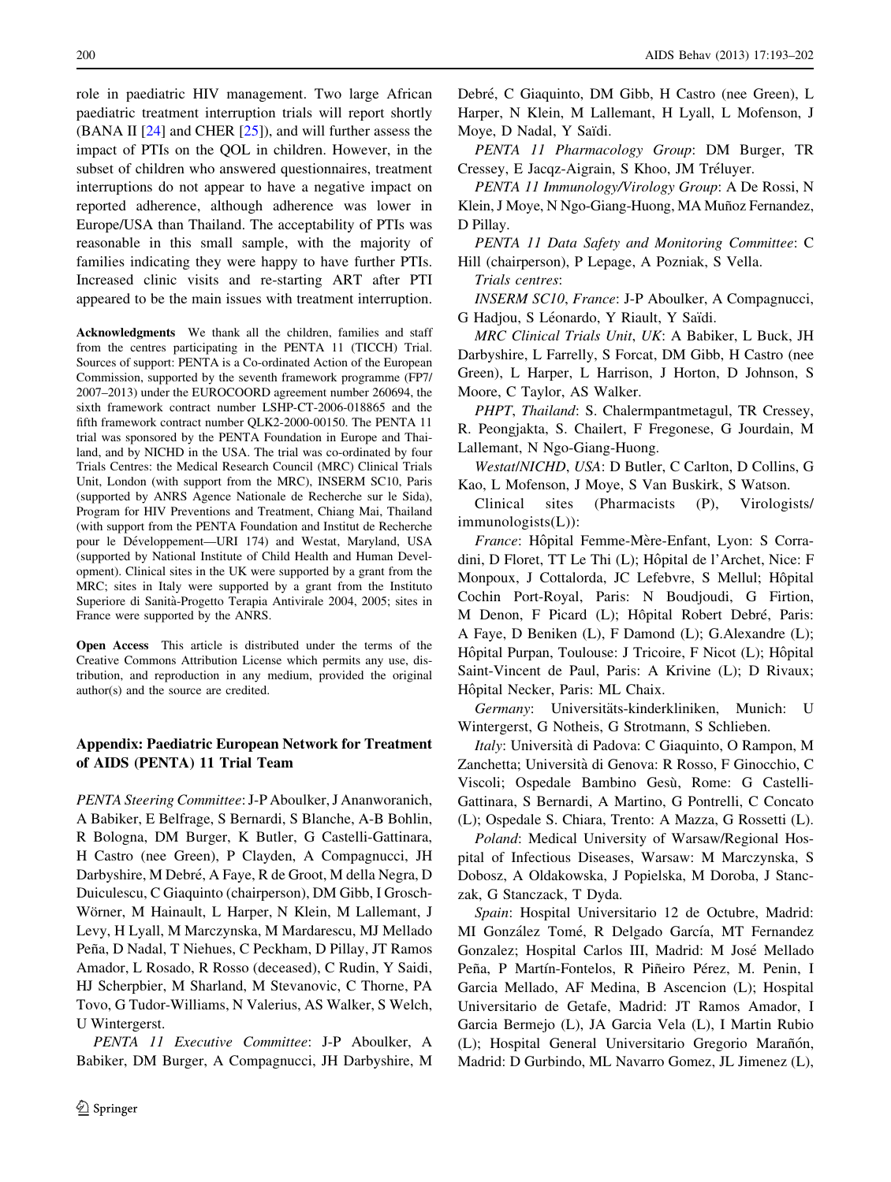role in paediatric HIV management. Two large African paediatric treatment interruption trials will report shortly (BANA II [24] and CHER [25]), and will further assess the impact of PTIs on the QOL in children. However, in the subset of children who answered questionnaires, treatment interruptions do not appear to have a negative impact on reported adherence, although adherence was lower in Europe/USA than Thailand. The acceptability of PTIs was reasonable in this small sample, with the majority of families indicating they were happy to have further PTIs. Increased clinic visits and re-starting ART after PTI appeared to be the main issues with treatment interruption.

**Acknowledgments** We thank all the children, families and staff from the centres participating in the PENTA 11 (TICCH) Trial. Sources of support: PENTA is a Co-ordinated Action of the European Commission, supported by the seventh framework programme (FP7/2007–2013) under the EUROCOORD agreement number 260694, the sixth framework contract number LSHP-CT-2006-018865 and the fifth framework contract number QLK2-2000-00150. The PENTA 11 trial was sponsored by the PENTA Foundation in Europe and Thailand, and by NICHD in the USA. The trial was co-ordinated by four Trials Centres: the Medical Research Council (MRC) Clinical Trials Unit, London (with support from the MRC), INSERM SC10, Paris (supported by ANRS Agence Nationale de Recherche sur le Sida), Program for HIV Preventions and Treatment, Chiang Mai, Thailand (with support from the PENTA Foundation and Institut de Recherche pour le Développement—URI 174) and Westat, Maryland, USA (supported by National Institute of Child Health and Human Development). Clinical sites in the UK were supported by a grant from the MRC; sites in Italy were supported by a grant from the Instituto Superiore di Sanità-Progetto Terapia Antivirale 2004, 2005; sites in France were supported by the ANRS.

**Open Access** This article is distributed under the terms of the Creative Commons Attribution License which permits any use, distribution, and reproduction in any medium, provided the original author(s) and the source are credited.

## Appendix: Paediatric European Network for Treatment of AIDS (PENTA) 11 Trial Team

*PENTA Steering Committee*: J-P Aboulker, J Ananworanich, A Babiker, E Belfrage, S Bernardi, S Blanche, A-B Bohlin, R Bologna, DM Burger, K Butler, G Castelli-Gattinara, H Castro (nee Green), P Clayden, A Compagnucci, JH Darbyshire, M Debré, A Faye, R de Groot, M della Negra, D Duiculescu, C Giaquinto (chairperson), DM Gibb, I Grosch-Wörner, M Hainault, L Harper, N Klein, M Lallemant, J Levy, H Lyall, M Marczynska, M Mardarescu, MJ Mellado Peña, D Nadal, T Niehues, C Peckham, D Pillay, JT Ramos Amador, L Rosado, R Rosso (deceased), C Rudin, Y Saidi, HJ Scherpbier, M Sharland, M Stevanovic, C Thorne, PA Tovo, G Tudor-Williams, N Valerius, AS Walker, S Welch, U Wintergerst.

*PENTA 11 Executive Committee*: J-P Aboulker, A Babiker, DM Burger, A Compagnucci, JH Darbyshire, M Debré, C Giaquinto, DM Gibb, H Castro (nee Green), L Harper, N Klein, M Lallemant, H Lyall, L Mofenson, J Moye, D Nadal, Y Saïdi.

*PENTA 11 Pharmacology Group*: DM Burger, TR Cressey, E Jacqz-Aigrain, S Khoo, JM Tréluyer.

*PENTA 11 Immunology/Virology Group*: A De Rossi, N Klein, J Moye, N Ngo-Giang-Huong, MA Muñoz Fernandez, D Pillay.

*PENTA 11 Data Safety and Monitoring Committee*: C Hill (chairperson), P Lepage, A Pozniak, S Vella.

*Trials centres*:

*INSERM SC10, France*: J-P Aboulker, A Compagnucci, G Hadjou, S Léonardo, Y Riault, Y Saïdi.

*MRC Clinical Trials Unit, UK*: A Babiker, L Buck, JH Darbyshire, L Farrelly, S Forcat, DM Gibb, H Castro (nee Green), L Harper, L Harrison, J Horton, D Johnson, S Moore, C Taylor, AS Walker.

*PHPT, Thailand*: S. Chalermpantmetagul, TR Cressey, R. Peongjakta, S. Chailert, F Fregonese, G Jourdain, M Lallemant, N Ngo-Giang-Huong.

*Westat/NICHD, USA*: D Butler, C Carlton, D Collins, G Kao, L Mofenson, J Moye, S Van Buskirk, S Watson.

Clinical sites (Pharmacists (P), Virologists/immunologists(L)):

*France*: Hôpital Femme-Mère-Enfant, Lyon: S Corradini, D Floret, TT Le Thi (L); Hôpital de l'Archet, Nice: F Monpoux, J Cottalorda, JC Lefebvre, S Mellul; Hôpital Cochin Port-Royal, Paris: N Boudjoudi, G Firtion, M Denon, F Picard (L); Hôpital Robert Debré, Paris: A Faye, D Beniken (L), F Damond (L); G.Alexandre (L); Hôpital Purpan, Toulouse: J Tricoire, F Nicot (L); Hôpital Saint-Vincent de Paul, Paris: A Krivine (L); D Rivaux; Hôpital Necker, Paris: ML Chaix.

*Germany*: Universitäts-kinderkliniken, Munich: U Wintergerst, G Notheis, G Strotmann, S Schlieben.

*Italy*: Università di Padova: C Giaquinto, O Rampon, M Zanchetta; Università di Genova: R Rosso, F Ginocchio, C Viscoli; Ospedale Bambino Gesù, Rome: G Castelli-Gattinara, S Bernardi, A Martino, G Pontrelli, C Concato (L); Ospedale S. Chiara, Trento: A Mazza, G Rossetti (L).

*Poland*: Medical University of Warsaw/Regional Hospital of Infectious Diseases, Warsaw: M Marczynska, S Dobosz, A Oldakowska, J Popielska, M Doroba, J Stanczak, G Stanczack, T Dyda.

*Spain*: Hospital Universitario 12 de Octubre, Madrid: MI González Tomé, R Delgado García, MT Fernandez Gonzalez; Hospital Carlos III, Madrid: M José Mellado Peña, P Martín-Fontelos, R Piñeiro Pérez, M. Penin, I Garcia Mellado, AF Medina, B Ascencion (L); Hospital Universitario de Getafe, Madrid: JT Ramos Amador, I Garcia Bermejo (L), JA Garcia Vela (L), I Martin Rubio (L); Hospital General Universitario Gregorio Marañón, Madrid: D Gurbindo, ML Navarro Gomez, JL Jimenez (L),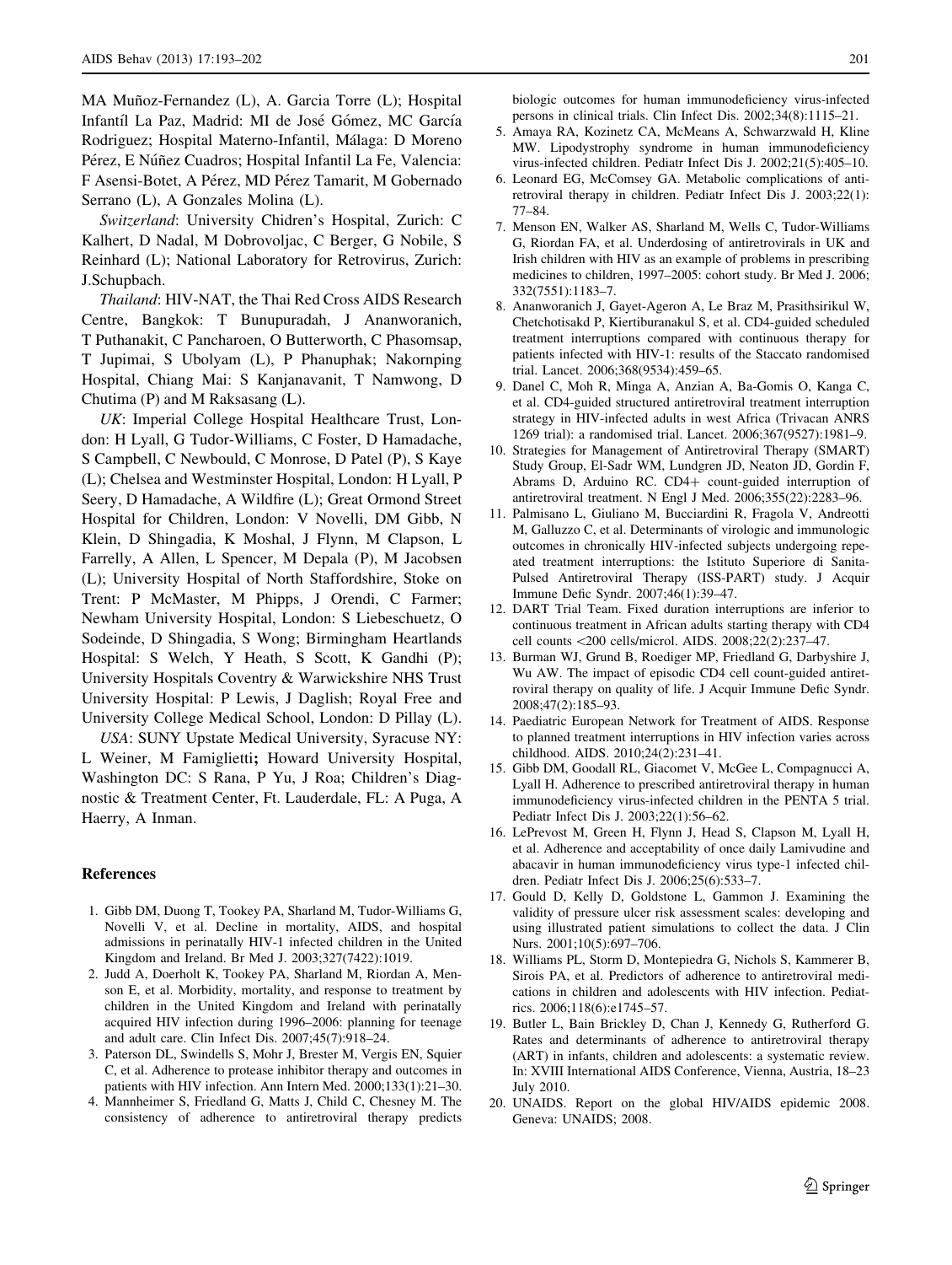MA Muñoz-Fernandez (L), A. Garcia Torre (L); Hospital Infantíl La Paz, Madrid: MI de José Gómez, MC García Rodriguez; Hospital Materno-Infantil, Málaga: D Moreno Pérez, E Núñez Cuadros; Hospital Infantil La Fe, Valencia: F Asensi-Botet, A Pérez, MD Pérez Tamarit, M Gobernado Serrano (L), A Gonzales Molina (L).

*Switzerland*: University Chidren's Hospital, Zurich: C Kalhert, D Nadal, M Dobrovoljac, C Berger, G Nobile, S Reinhard (L); National Laboratory for Retrovirus, Zurich: J.Schupbach.

*Thailand*: HIV-NAT, the Thai Red Cross AIDS Research Centre, Bangkok: T Bunupuradah, J Ananworanich, T Puthanakit, C Pancharoen, O Butterworth, C Phasomsap, T Jupimai, S Ubolyam (L), P Phanuphak; Nakornping Hospital, Chiang Mai: S Kanjanavanit, T Namwong, D Chutima (P) and M Raksasang (L).

*UK*: Imperial College Hospital Healthcare Trust, London: H Lyall, G Tudor-Williams, C Foster, D Hamadache, S Campbell, C Newbould, C Monrose, D Patel (P), S Kaye (L); Chelsea and Westminster Hospital, London: H Lyall, P Seery, D Hamadache, A Wildfire (L); Great Ormond Street Hospital for Children, London: V Novelli, DM Gibb, N Klein, D Shingadia, K Moshal, J Flynn, M Clapson, L Farrelly, A Allen, L Spencer, M Depala (P), M Jacobsen (L); University Hospital of North Staffordshire, Stoke on Trent: P McMaster, M Phipps, J Orendi, C Farmer; Newham University Hospital, London: S Liebeschuetz, O Sodeinde, D Shingadia, S Wong; Birmingham Heartlands Hospital: S Welch, Y Heath, S Scott, K Gandhi (P); University Hospitals Coventry & Warwickshire NHS Trust University Hospital: P Lewis, J Daglish; Royal Free and University College Medical School, London: D Pillay (L).

*USA*: SUNY Upstate Medical University, Syracuse NY: L Weiner, M Famiglietti; Howard University Hospital, Washington DC: S Rana, P Yu, J Roa; Children's Diagnostic & Treatment Center, Ft. Lauderdale, FL: A Puga, A Haerry, A Inman.

## References

1. Gibb DM, Duong T, Tookey PA, Sharland M, Tudor-Williams G, Novelli V, et al. Decline in mortality, AIDS, and hospital admissions in perinatally HIV-1 infected children in the United Kingdom and Ireland. Br Med J. 2003;327(7422):1019.
2. Judd A, Doerholt K, Tookey PA, Sharland M, Riordan A, Menson E, et al. Morbidity, mortality, and response to treatment by children in the United Kingdom and Ireland with perinatally acquired HIV infection during 1996–2006: planning for teenage and adult care. Clin Infect Dis. 2007;45(7):918–24.
3. Paterson DL, Swindells S, Mohr J, Brester M, Vergis EN, Squier C, et al. Adherence to protease inhibitor therapy and outcomes in patients with HIV infection. Ann Intern Med. 2000;133(1):21–30.
4. Mannheimer S, Friedland G, Matts J, Child C, Chesney M. The consistency of adherence to antiretroviral therapy predicts biologic outcomes for human immunodeficiency virus-infected persons in clinical trials. Clin Infect Dis. 2002;34(8):1115–21.
5. Amaya RA, Kozinetz CA, McMeans A, Schwarzwald H, Kline MW. Lipodystrophy syndrome in human immunodeficiency virus-infected children. Pediatr Infect Dis J. 2002;21(5):405–10.
6. Leonard EG, McComsey GA. Metabolic complications of antiretroviral therapy in children. Pediatr Infect Dis J. 2003;22(1):77–84.
7. Menson EN, Walker AS, Sharland M, Wells C, Tudor-Williams G, Riordan FA, et al. Underdosing of antiretrovirals in UK and Irish children with HIV as an example of problems in prescribing medicines to children, 1997–2005: cohort study. Br Med J. 2006;332(7551):1183–7.
8. Ananworanich J, Gayet-Ageron A, Le Braz M, Prasithsirikul W, Chetchotisakd P, Kiertiburanakul S, et al. CD4-guided scheduled treatment interruptions compared with continuous therapy for patients infected with HIV-1: results of the Staccato randomised trial. Lancet. 2006;368(9534):459–65.
9. Danel C, Moh R, Minga A, Anzian A, Ba-Gomis O, Kanga C, et al. CD4-guided structured antiretroviral treatment interruption strategy in HIV-infected adults in west Africa (Trivacan ANRS 1269 trial): a randomised trial. Lancet. 2006;367(9527):1981–9.
10. Strategies for Management of Antiretroviral Therapy (SMART) Study Group, El-Sadr WM, Lundgren JD, Neaton JD, Gordin F, Abrams D, Arduino RC. CD4+ count-guided interruption of antiretroviral treatment. N Engl J Med. 2006;355(22):2283–96.
11. Palmisano L, Giuliano M, Bucciardini R, Fragola V, Andreotti M, Galluzzo C, et al. Determinants of virologic and immunologic outcomes in chronically HIV-infected subjects undergoing repeated treatment interruptions: the Istituto Superiore di Sanita-Pulsed Antiretroviral Therapy (ISS-PART) study. J Acquir Immune Defic Syndr. 2007;46(1):39–47.
12. DART Trial Team. Fixed duration interruptions are inferior to continuous treatment in African adults starting therapy with CD4 cell counts <200 cells/microl. AIDS. 2008;22(2):237–47.
13. Burman WJ, Grund B, Roediger MP, Friedland G, Darbyshire J, Wu AW. The impact of episodic CD4 cell count-guided antiretroviral therapy on quality of life. J Acquir Immune Defic Syndr. 2008;47(2):185–93.
14. Paediatric European Network for Treatment of AIDS. Response to planned treatment interruptions in HIV infection varies across childhood. AIDS. 2010;24(2):231–41.
15. Gibb DM, Goodall RL, Giacomet V, McGee L, Compagnucci A, Lyall H. Adherence to prescribed antiretroviral therapy in human immunodeficiency virus-infected children in the PENTA 5 trial. Pediatr Infect Dis J. 2003;22(1):56–62.
16. LePrevost M, Green H, Flynn J, Head S, Clapson M, Lyall H, et al. Adherence and acceptability of once daily Lamivudine and abacavir in human immunodeficiency virus type-1 infected children. Pediatr Infect Dis J. 2006;25(6):533–7.
17. Gould D, Kelly D, Goldstone L, Gammon J. Examining the validity of pressure ulcer risk assessment scales: developing and using illustrated patient simulations to collect the data. J Clin Nurs. 2001;10(5):697–706.
18. Williams PL, Storm D, Montepiedra G, Nichols S, Kammerer B, Sirois PA, et al. Predictors of adherence to antiretroviral medications in children and adolescents with HIV infection. Pediatrics. 2006;118(6):e1745–57.
19. Butler L, Bain Brickley D, Chan J, Kennedy G, Rutherford G. Rates and determinants of adherence to antiretroviral therapy (ART) in infants, children and adolescents: a systematic review. In: XVIII International AIDS Conference, Vienna, Austria, 18–23 July 2010.
20. UNAIDS. Report on the global HIV/AIDS epidemic 2008. Geneva: UNAIDS; 2008.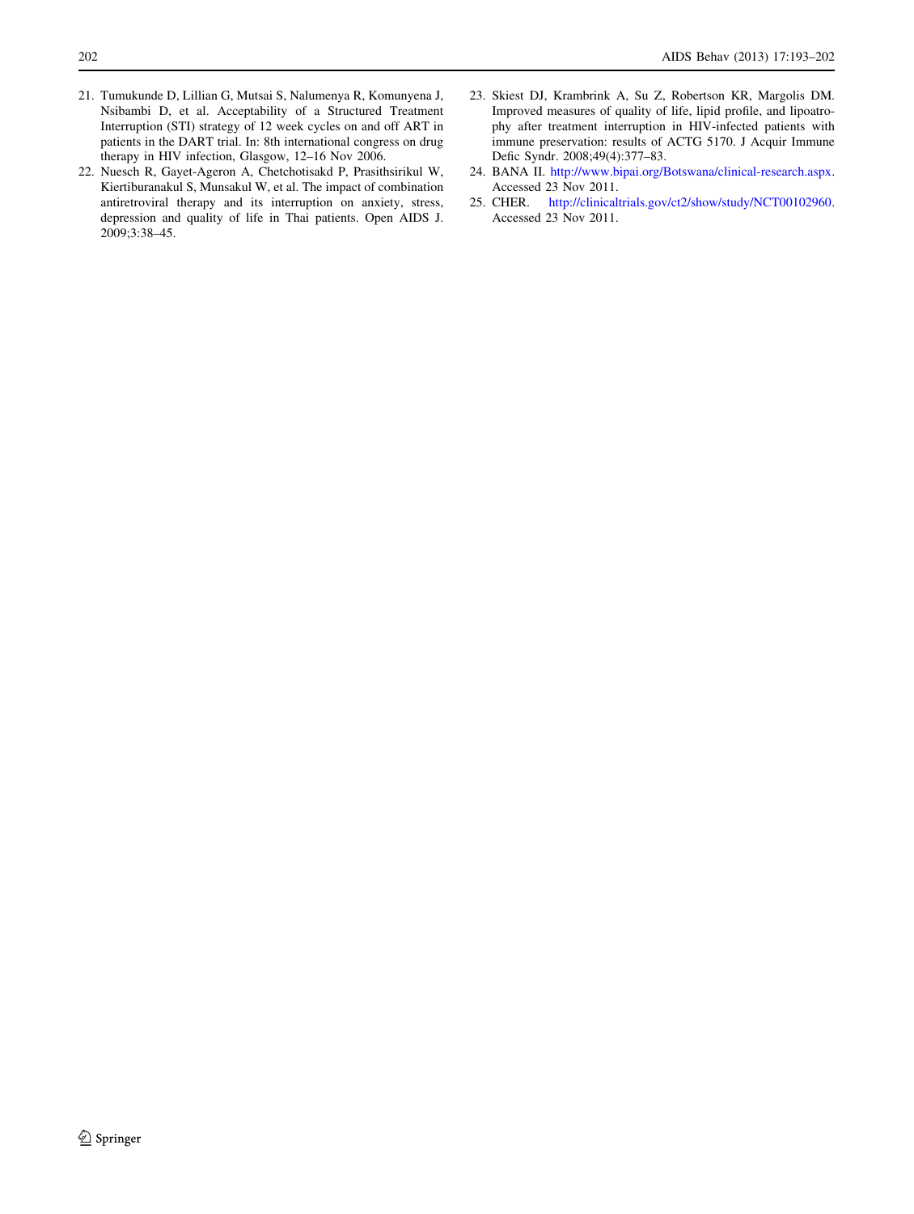21. Tumukunde D, Lillian G, Mutsai S, Nalumenya R, Komunyena J, Nsibambi D, et al. Acceptability of a Structured Treatment Interruption (STI) strategy of 12 week cycles on and off ART in patients in the DART trial. In: 8th international congress on drug therapy in HIV infection, Glasgow, 12–16 Nov 2006.
22. Nuesch R, Gayet-Ageron A, Chetchotisakd P, Prasithsirikul W, Kiertiburanakul S, Munsakul W, et al. The impact of combination antiretroviral therapy and its interruption on anxiety, stress, depression and quality of life in Thai patients. Open AIDS J. 2009;3:38–45.
23. Skiest DJ, Krambrink A, Su Z, Robertson KR, Margolis DM. Improved measures of quality of life, lipid profile, and lipoatrophy after treatment interruption in HIV-infected patients with immune preservation: results of ACTG 5170. J Acquir Immune Defic Syndr. 2008;49(4):377–83.
24. BANA II. http://www.bipai.org/Botswana/clinical-research.aspx. Accessed 23 Nov 2011.
25. CHER. http://clinicaltrials.gov/ct2/show/study/NCT00102960. Accessed 23 Nov 2011.